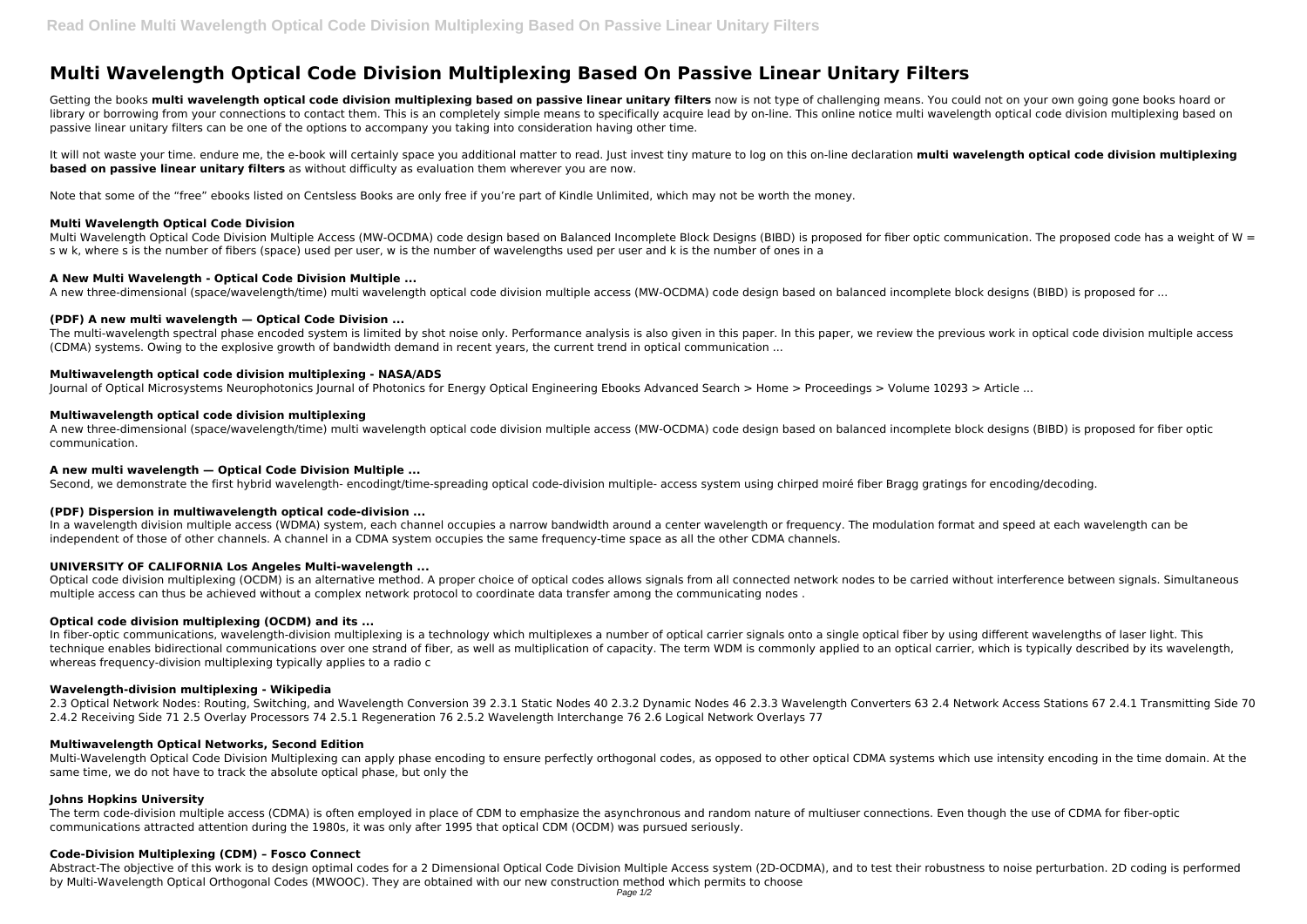# Multi Wavelength Optical Code Division Multiplexing Based On Passive Linear Unitary Filters

Getting the books **multi wavelength optical code division multiplexing based on passive linear unitary filters** now is not type of challenging means. You could not on your own going gone books hoard or library or borrowing from your connections to contact them. This is an completely simple means to specifically acquire lead by on-line. This online notice multi wavelength optical code division multiplexing based on passive linear unitary filters can be one of the options to accompany you taking into consideration having other time.

It will not waste your time. endure me, the e-book will certainly space you additional matter to read. Just invest tiny mature to log on this on-line declaration **multi wavelength optical code division multiplexing based on passive linear unitary filters** as without difficulty as evaluation them wherever you are now.

Note that some of the “free” ebooks listed on Centsless Books are only free if you’re part of Kindle Unlimited, which may not be worth the money.

### Multi Wavelength Optical Code Division

Multi Wavelength Optical Code Division Multiple Access (MW-OCDMA) code design based on Balanced Incomplete Block Designs (BIBD) is proposed for fiber optic communication. The proposed code has a weight of W = s w k, where s is the number of fibers (space) used per user, w is the number of wavelengths used per user and k is the number of ones in a

### A New Multi Wavelength - Optical Code Division Multiple ...

A new three-dimensional (space/wavelength/time) multi wavelength optical code division multiple access (MW-OCDMA) code design based on balanced incomplete block designs (BIBD) is proposed for ...

### (PDF) A new multi wavelength — Optical Code Division ...

The multi-wavelength spectral phase encoded system is limited by shot noise only. Performance analysis is also given in this paper. In this paper, we review the previous work in optical code division multiple access (CDMA) systems. Owing to the explosive growth of bandwidth demand in recent years, the current trend in optical communication ...

### Multiwavelength optical code division multiplexing - NASA/ADS

Journal of Optical Microsystems Neurophotonics Journal of Photonics for Energy Optical Engineering Ebooks Advanced Search > Home > Proceedings > Volume 10293 > Article ...

### Multiwavelength optical code division multiplexing

A new three-dimensional (space/wavelength/time) multi wavelength optical code division multiple access (MW-OCDMA) code design based on balanced incomplete block designs (BIBD) is proposed for fiber optic communication.

### A new multi wavelength — Optical Code Division Multiple ...

Second, we demonstrate the first hybrid wavelength- encodingt/time-spreading optical code-division multiple- access system using chirped moiré fiber Bragg gratings for encoding/decoding.

### (PDF) Dispersion in multiwavelength optical code-division ...

In a wavelength division multiple access (WDMA) system, each channel occupies a narrow bandwidth around a center wavelength or frequency. The modulation format and speed at each wavelength can be independent of those of other channels. A channel in a CDMA system occupies the same frequency-time space as all the other CDMA channels.

### UNIVERSITY OF CALIFORNIA Los Angeles Multi-wavelength ...

Optical code division multiplexing (OCDM) is an alternative method. A proper choice of optical codes allows signals from all connected network nodes to be carried without interference between signals. Simultaneous multiple access can thus be achieved without a complex network protocol to coordinate data transfer among the communicating nodes .

### Optical code division multiplexing (OCDM) and its ...

In fiber-optic communications, wavelength-division multiplexing is a technology which multiplexes a number of optical carrier signals onto a single optical fiber by using different wavelengths of laser light. This technique enables bidirectional communications over one strand of fiber, as well as multiplication of capacity. The term WDM is commonly applied to an optical carrier, which is typically described by its wavelength, whereas frequency-division multiplexing typically applies to a radio c

### Wavelength-division multiplexing - Wikipedia

2.3 Optical Network Nodes: Routing, Switching, and Wavelength Conversion 39 2.3.1 Static Nodes 40 2.3.2 Dynamic Nodes 46 2.3.3 Wavelength Converters 63 2.4 Network Access Stations 67 2.4.1 Transmitting Side 70 2.4.2 Receiving Side 71 2.5 Overlay Processors 74 2.5.1 Regeneration 76 2.5.2 Wavelength Interchange 76 2.6 Logical Network Overlays 77

### Multiwavelength Optical Networks, Second Edition

Multi-Wavelength Optical Code Division Multiplexing can apply phase encoding to ensure perfectly orthogonal codes, as opposed to other optical CDMA systems which use intensity encoding in the time domain. At the same time, we do not have to track the absolute optical phase, but only the

### Johns Hopkins University

The term code-division multiple access (CDMA) is often employed in place of CDM to emphasize the asynchronous and random nature of multiuser connections. Even though the use of CDMA for fiber-optic communications attracted attention during the 1980s, it was only after 1995 that optical CDM (OCDM) was pursued seriously.

### Code-Division Multiplexing (CDM) – Fosco Connect

Abstract-The objective of this work is to design optimal codes for a 2 Dimensional Optical Code Division Multiple Access system (2D-OCDMA), and to test their robustness to noise perturbation. 2D coding is performed by Multi-Wavelength Optical Orthogonal Codes (MWOOC). They are obtained with our new construction method which permits to choose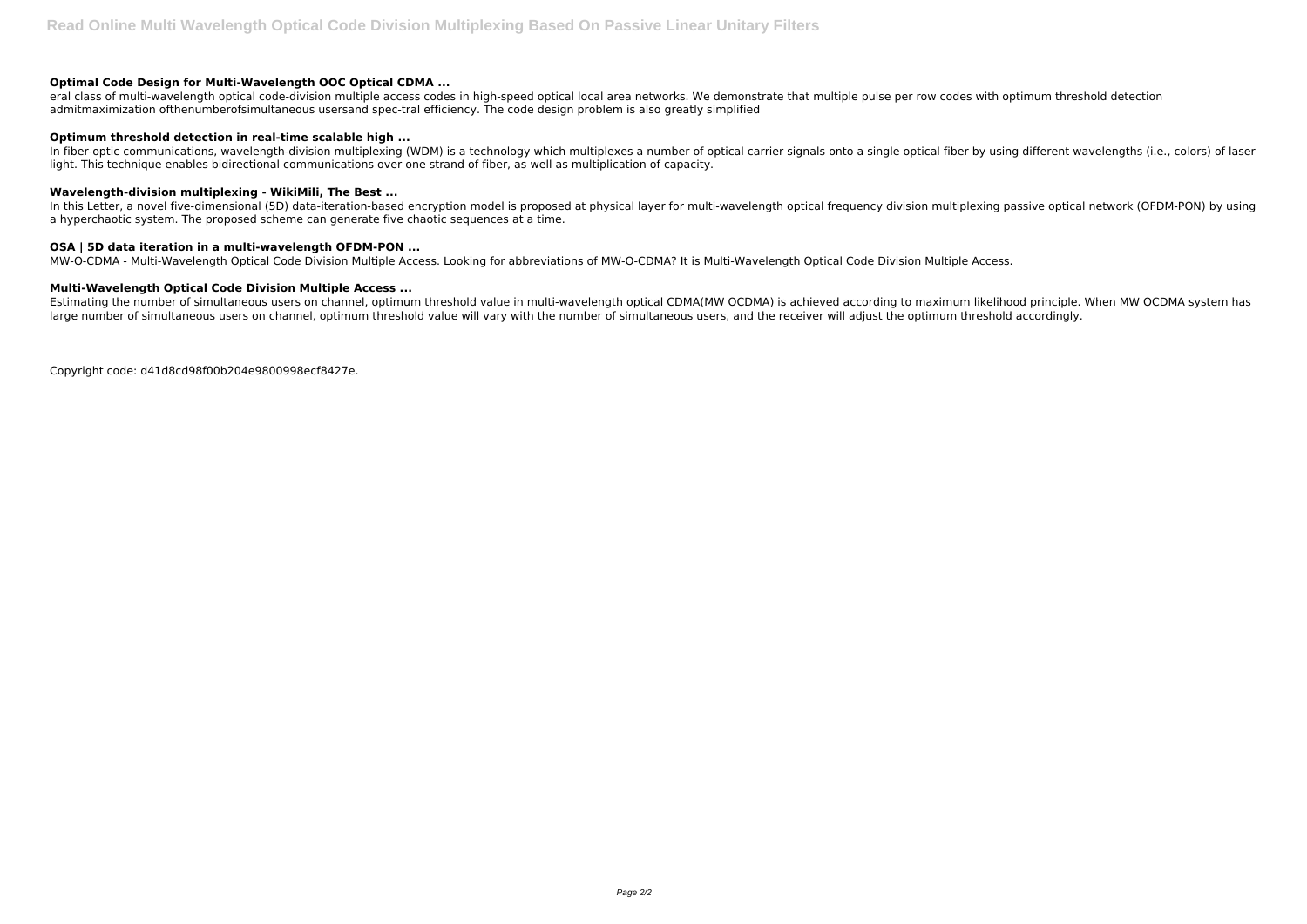### Optimal Code Design for Multi-Wavelength OOC Optical CDMA ...

eral class of multi-wavelength optical code-division multiple access codes in high-speed optical local area networks. We demonstrate that multiple pulse per row codes with optimum threshold detection admitmaximization ofthenumberofsimultaneous usersand spec-tral efficiency. The code design problem is also greatly simplified

### Optimum threshold detection in real-time scalable high ...

In fiber-optic communications, wavelength-division multiplexing (WDM) is a technology which multiplexes a number of optical carrier signals onto a single optical fiber by using different wavelengths (i.e., colors) of laser light. This technique enables bidirectional communications over one strand of fiber, as well as multiplication of capacity.

### Wavelength-division multiplexing - WikiMili, The Best ...

In this Letter, a novel five-dimensional (5D) data-iteration-based encryption model is proposed at physical layer for multi-wavelength optical frequency division multiplexing passive optical network (OFDM-PON) by using a hyperchaotic system. The proposed scheme can generate five chaotic sequences at a time.

### OSA | 5D data iteration in a multi-wavelength OFDM-PON ...

MW-O-CDMA - Multi-Wavelength Optical Code Division Multiple Access. Looking for abbreviations of MW-O-CDMA? It is Multi-Wavelength Optical Code Division Multiple Access.

### Multi-Wavelength Optical Code Division Multiple Access ...

Estimating the number of simultaneous users on channel, optimum threshold value in multi-wavelength optical CDMA(MW OCDMA) is achieved according to maximum likelihood principle. When MW OCDMA system has large number of simultaneous users on channel, optimum threshold value will vary with the number of simultaneous users, and the receiver will adjust the optimum threshold accordingly.

Copyright code: d41d8cd98f00b204e9800998ecf8427e.